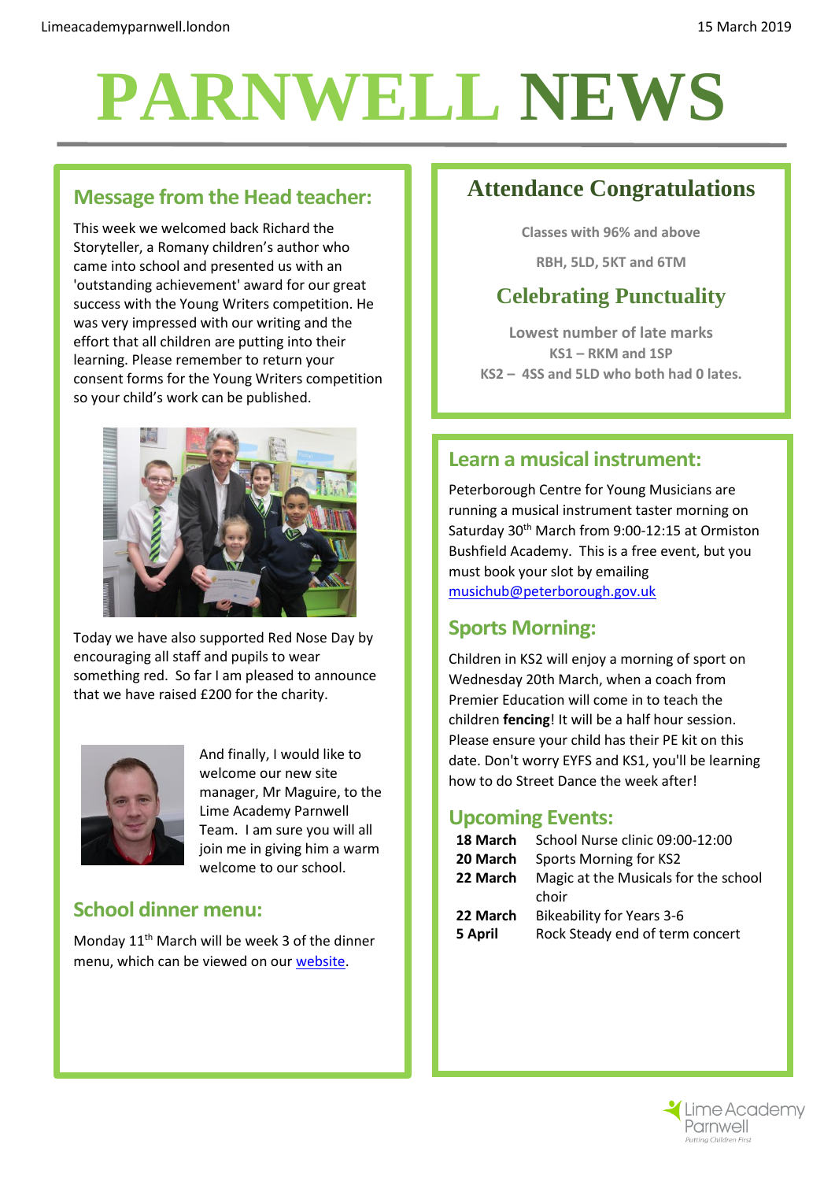Limeacademyparnwell.london

15 March 2019

# PARNWELL NEWS

## Message from the Head teacher:

This week we welcomed back Richard the Storyteller, a Romany children's author who came into school and presented us with an 'outstanding achievement' award for our great success with the Young Writers competition. He was very impressed with our writing and the effort that all children are putting into their learning. Please remember to return your consent forms for the Young Writers competition so your child's work can be published.

Today we have also supported Red Nose Day by encouraging all staff and pupils to wear something red. So far I am pleased to announce that we have raised £200 for the charity.

And finally, I would like to welcome our new site manager, Mr Maguire, to the Lime Academy Parnwell Team. I am sure you will all join me in giving him a warm welcome to our school.

## School dinner menu:

Monday 11th March will be week 3 of the dinner menu, which can be viewed on our [website](website).

## Attendance Congratulations

**Classes with 96% and above**

**RBH, 5LD, 5KT and 6TM**

## Celebrating Punctuality

**Lowest number of late marks**

**KS1 – RKM and 1SP**

**KS2 – 4SS and 5LD who both had 0 lates.**

## Learn a musical instrument:

Peterborough Centre for Young Musicians are running a musical instrument taster morning on Saturday 30th March from 9:00-12:15 at Ormiston Bushfield Academy. This is a free event, but you must book your slot by emailing musichub@peterborough.gov.uk

## Sports Morning:

Children in KS2 will enjoy a morning of sport on Wednesday 20th March, when a coach from Premier Education will come in to teach the children **fencing**! It will be a half hour session. Please ensure your child has their PE kit on this date. Don't worry EYFS and KS1, you'll be learning how to do Street Dance the week after!

## Upcoming Events:

| | |
|---|---|
| **18 March** | School Nurse clinic 09:00-12:00 |
| **20 March** | Sports Morning for KS2 |
| **22 March** | Magic at the Musicals for the school choir |
| **22 March** | Bikeability for Years 3-6 |
| **5 April** | Rock Steady end of term concert |

Lime Academy Parnwell
*Putting Children First*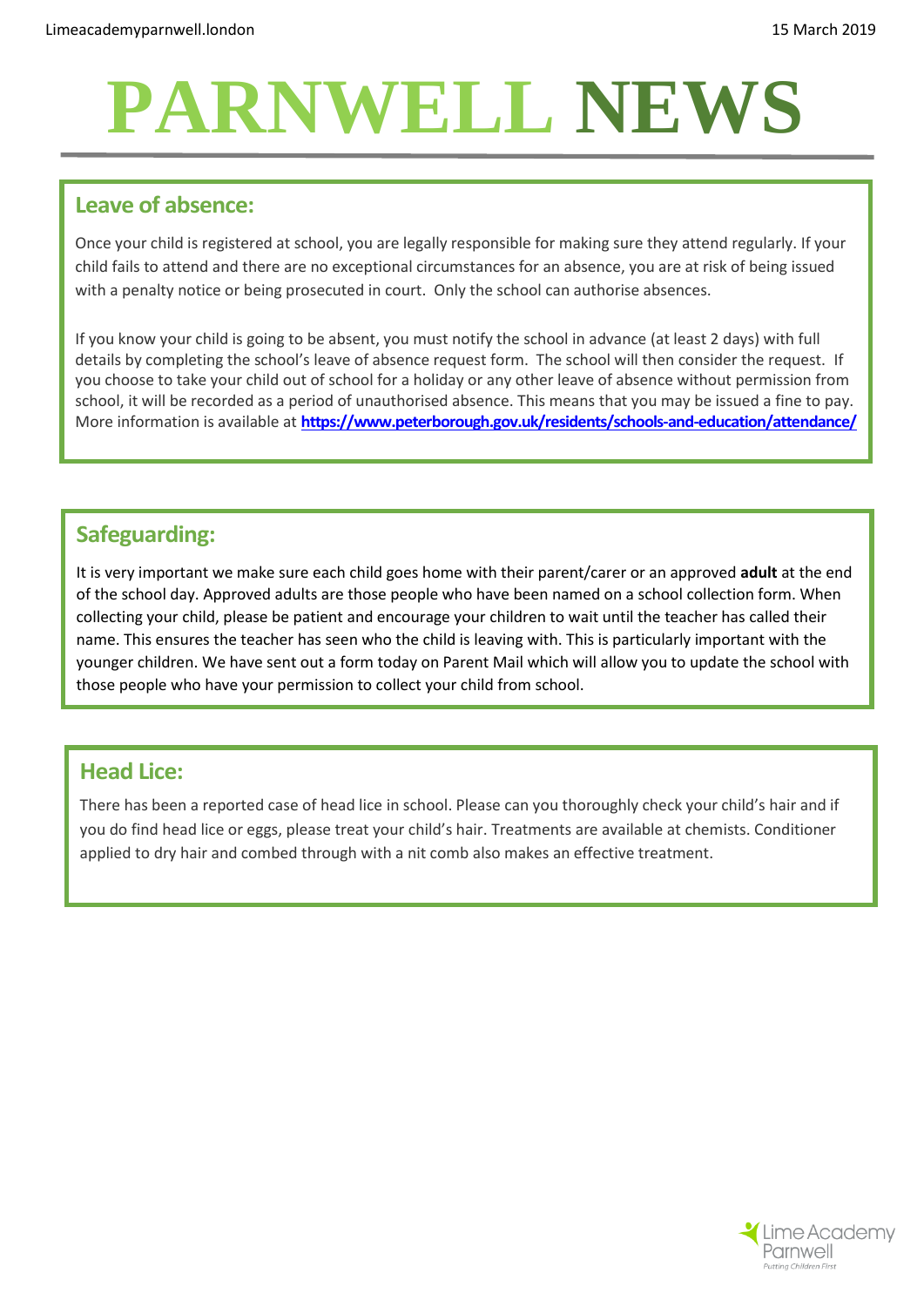# PARNWELL NEWS

## Leave of absence:

Once your child is registered at school, you are legally responsible for making sure they attend regularly. If your child fails to attend and there are no exceptional circumstances for an absence, you are at risk of being issued with a penalty notice or being prosecuted in court. Only the school can authorise absences.

If you know your child is going to be absent, you must notify the school in advance (at least 2 days) with full details by completing the school's leave of absence request form. The school will then consider the request. If you choose to take your child out of school for a holiday or any other leave of absence without permission from school, it will be recorded as a period of unauthorised absence. This means that you may be issued a fine to pay. More information is available at **https://www.peterborough.gov.uk/residents/schools-and-education/attendance/**

## Safeguarding:

It is very important we make sure each child goes home with their parent/carer or an approved **adult** at the end of the school day. Approved adults are those people who have been named on a school collection form. When collecting your child, please be patient and encourage your children to wait until the teacher has called their name. This ensures the teacher has seen who the child is leaving with. This is particularly important with the younger children. We have sent out a form today on Parent Mail which will allow you to update the school with those people who have your permission to collect your child from school.

## Head Lice:

There has been a reported case of head lice in school. Please can you thoroughly check your child's hair and if you do find head lice or eggs, please treat your child's hair. Treatments are available at chemists. Conditioner applied to dry hair and combed through with a nit comb also makes an effective treatment.

Lime Academy Parnwell
*Putting Children First*